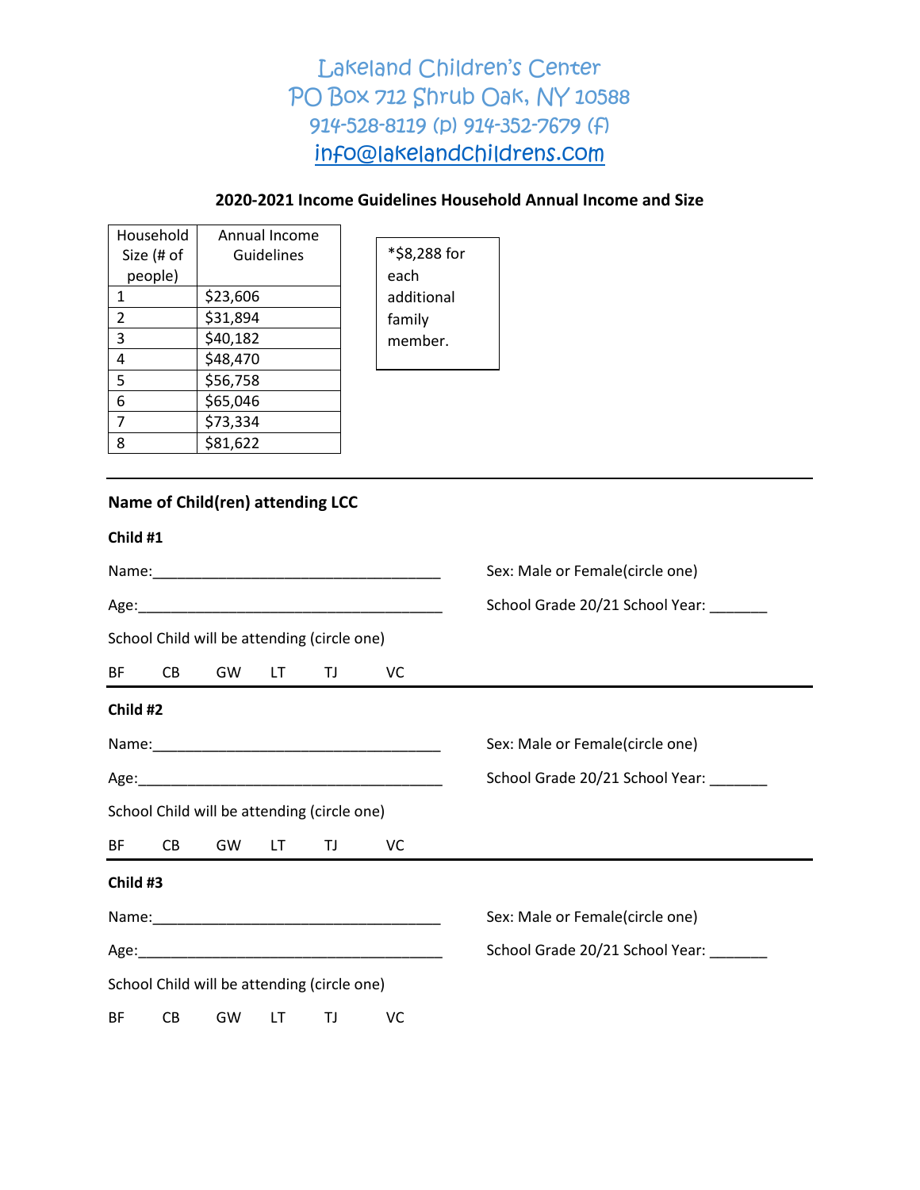Lakeland Children's Center
PO Box 712 Shrub Oak, NY 10588
914-528-8119 (p) 914-352-7679 (f)
info@lakelandchildrens.com

## 2020-2021 Income Guidelines Household Annual Income and Size

| Household Size (# of people) | Annual Income Guidelines |
|---|---|
| 1 | $23,606 |
| 2 | $31,894 |
| 3 | $40,182 |
| 4 | $48,470 |
| 5 | $56,758 |
| 6 | $65,046 |
| 7 | $73,334 |
| 8 | $81,622 |

*$8,288 for each additional family member.

---

### Name of Child(ren) attending LCC

**Child #1**

Name:_____________________________________ Sex: Male or Female(circle one)

Age:_______________________________________ School Grade 20/21 School Year: _______

School Child will be attending (circle one)

BF CB GW LT TJ VC

---

**Child #2**

Name:_____________________________________ Sex: Male or Female(circle one)

Age:_______________________________________ School Grade 20/21 School Year: _______

School Child will be attending (circle one)

BF CB GW LT TJ VC

---

**Child #3**

Name:_____________________________________ Sex: Male or Female(circle one)

Age:_______________________________________ School Grade 20/21 School Year: _______

School Child will be attending (circle one)

BF CB GW LT TJ VC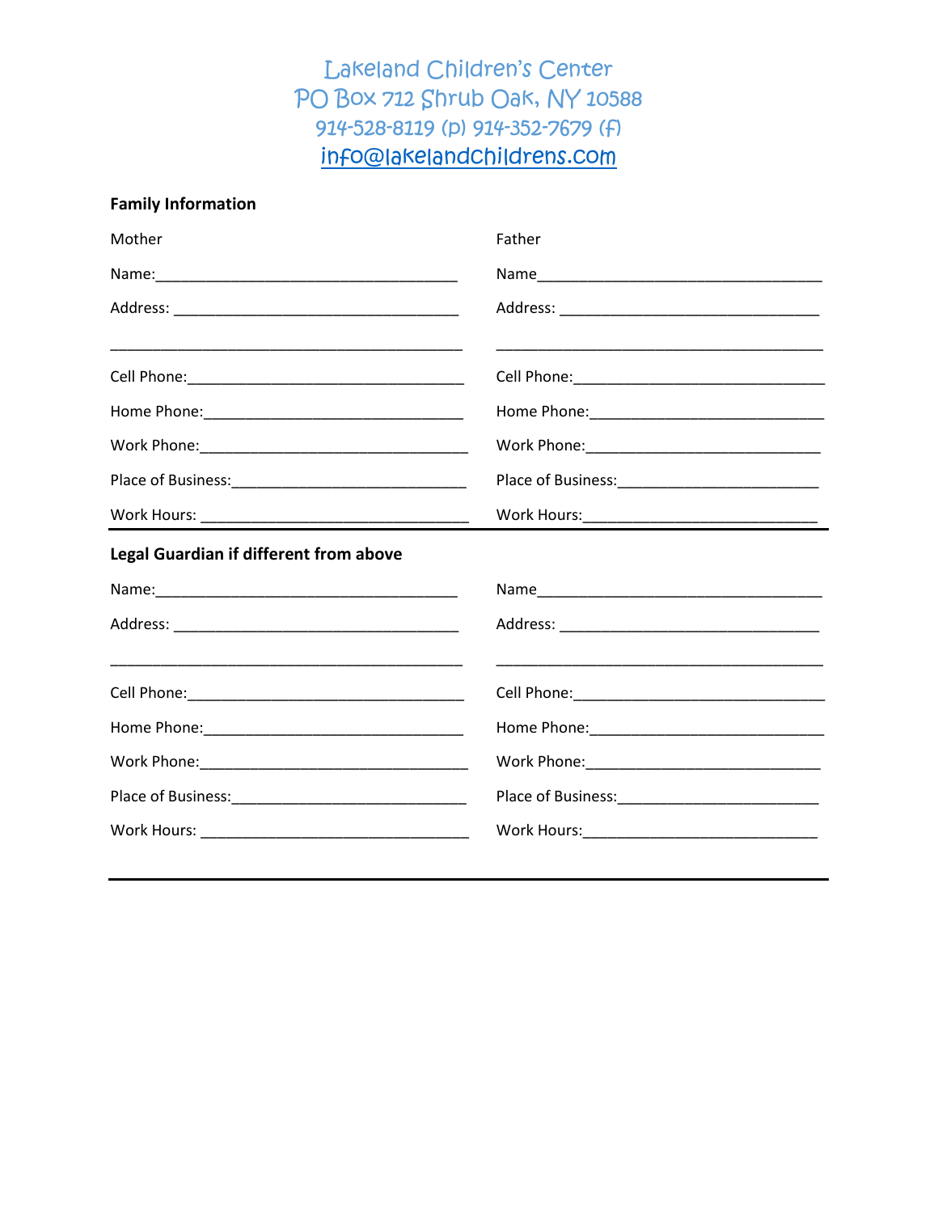Lakeland Children's Center
PO Box 712 Shrub Oak, NY 10588
914-528-8119 (p) 914-352-7679 (f)
info@lakelandchildrens.com

**Family Information**

| Mother | Father |
|---|---|
| Name:_______________________________ | Name_______________________________ |
| Address: _______________________________ | Address: _______________________________ |
| _______________________________ | _______________________________ |
| Cell Phone:_______________________________ | Cell Phone:_______________________________ |
| Home Phone:_______________________________ | Home Phone:_______________________________ |
| Work Phone:_______________________________ | Work Phone:_______________________________ |
| Place of Business:_______________________________ | Place of Business:_______________________________ |
| Work Hours: _______________________________ | Work Hours:_______________________________ |

---

**Legal Guardian if different from above**

| | |
|---|---|
| Name:_______________________________ | Name_______________________________ |
| Address: _______________________________ | Address: _______________________________ |
| _______________________________ | _______________________________ |
| Cell Phone:_______________________________ | Cell Phone:_______________________________ |
| Home Phone:_______________________________ | Home Phone:_______________________________ |
| Work Phone:_______________________________ | Work Phone:_______________________________ |
| Place of Business:_______________________________ | Place of Business:_______________________________ |
| Work Hours: _______________________________ | Work Hours:_______________________________ |

---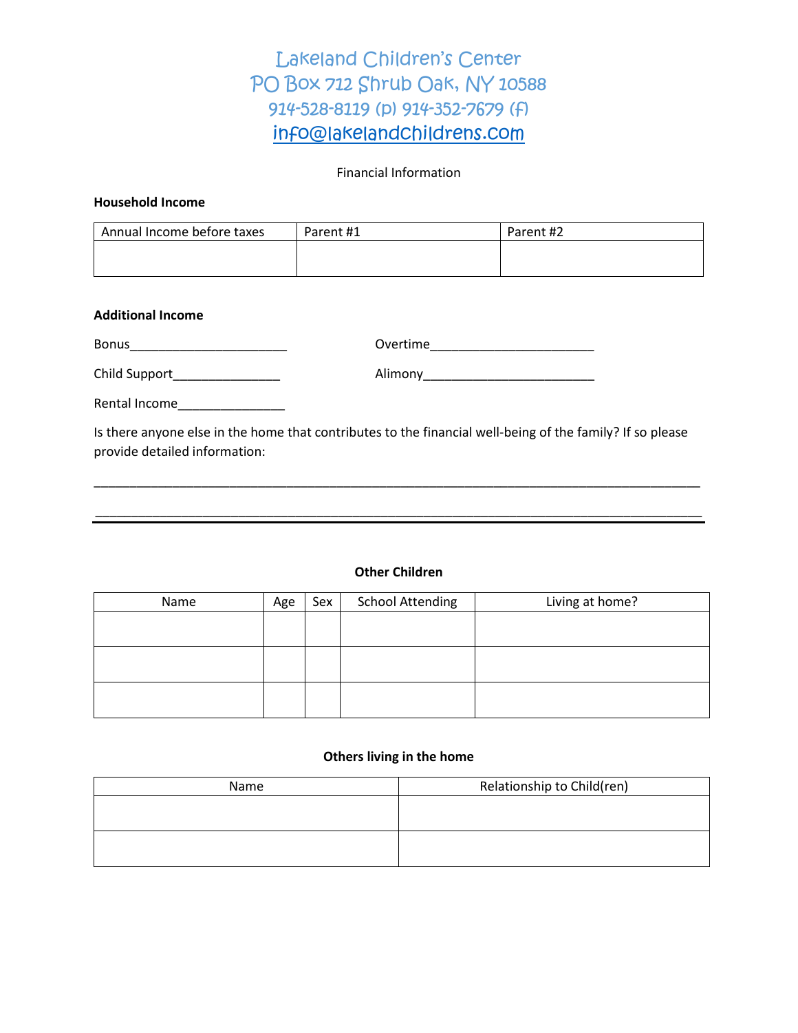Lakeland Children's Center
PO Box 712 Shrub Oak, NY 10588
914-528-8119 (p) 914-352-7679 (f)
info@lakelandchildrens.com

Financial Information

**Household Income**

| Annual Income before taxes | Parent #1 | Parent #2 |
|---|---|---|
| | | |

**Additional Income**

Bonus______________________ Overtime______________________

Child Support_______________ Alimony________________________

Rental Income_______________

Is there anyone else in the home that contributes to the financial well-being of the family? If so please provide detailed information:

_______________________________________________________________________________________

_______________________________________________________________________________________

**Other Children**

| Name | Age | Sex | School Attending | Living at home? |
|---|---|---|---|---|
| | | | | |
| | | | | |
| | | | | |

**Others living in the home**

| Name | Relationship to Child(ren) |
|---|---|
| | |
| | |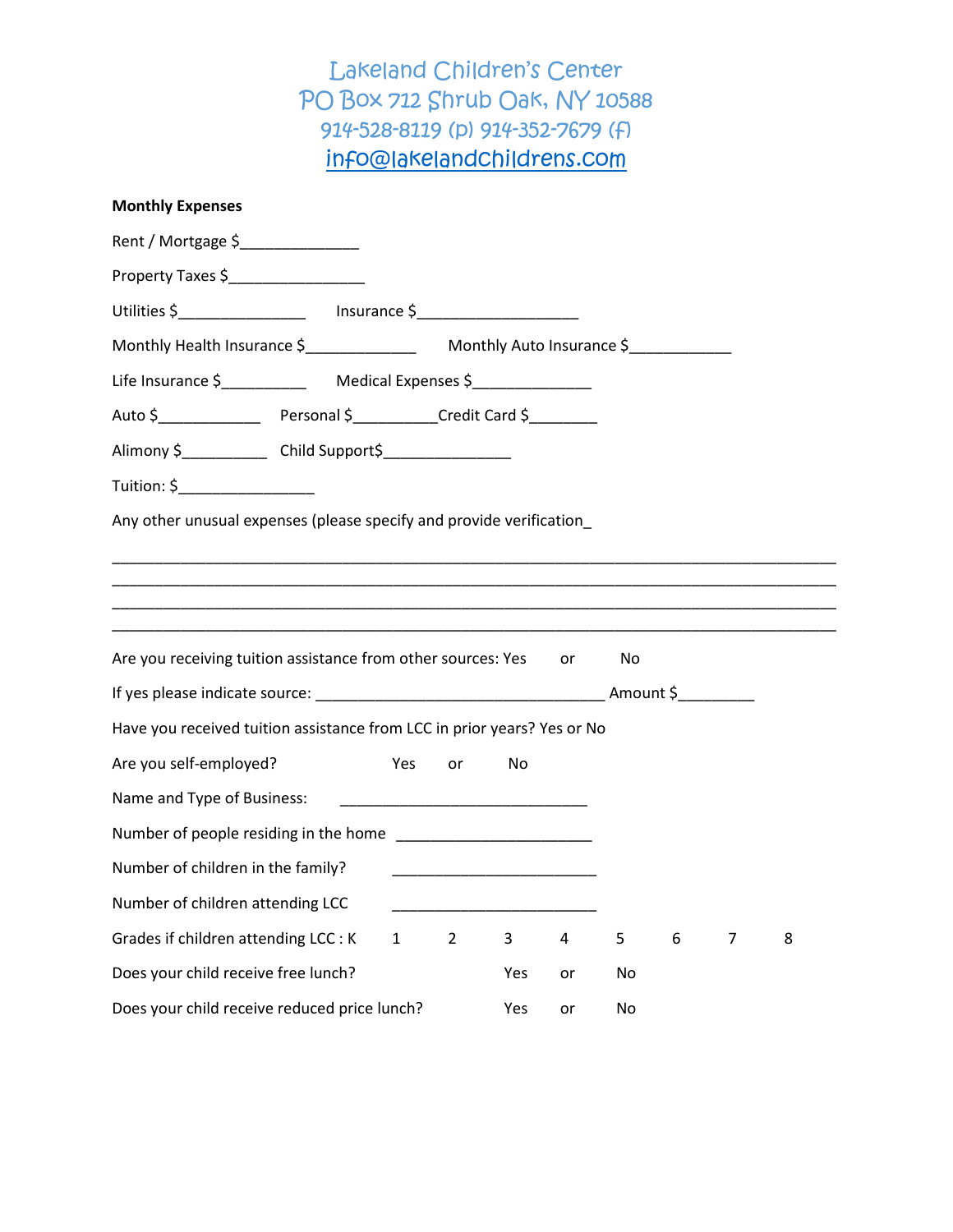Lakeland Children's Center
PO Box 712 Shrub Oak, NY 10588
914-528-8119 (p) 914-352-7679 (f)
info@lakelandchildrens.com

**Monthly Expenses**

Rent / Mortgage $______________

Property Taxes $________________

Utilities $_______________ Insurance $___________________

Monthly Health Insurance $_____________ Monthly Auto Insurance $____________

Life Insurance $__________ Medical Expenses $_____________

Auto $____________ Personal $__________Credit Card $________

Alimony $__________ Child Support$_______________

Tuition: $________________

Any other unusual expenses (please specify and provide verification_

_______________________________________________________________________________________
_______________________________________________________________________________________
_______________________________________________________________________________________
_______________________________________________________________________________________

Are you receiving tuition assistance from other sources: Yes or No

If yes please indicate source: __________________________________ Amount $_________

Have you received tuition assistance from LCC in prior years? Yes or No

Are you self-employed? Yes or No

Name and Type of Business: _____________________________

Number of people residing in the home _______________________

Number of children in the family? ________________________

Number of children attending LCC ________________________

Grades if children attending LCC : K 1 2 3 4 5 6 7 8

Does your child receive free lunch? Yes or No

Does your child receive reduced price lunch? Yes or No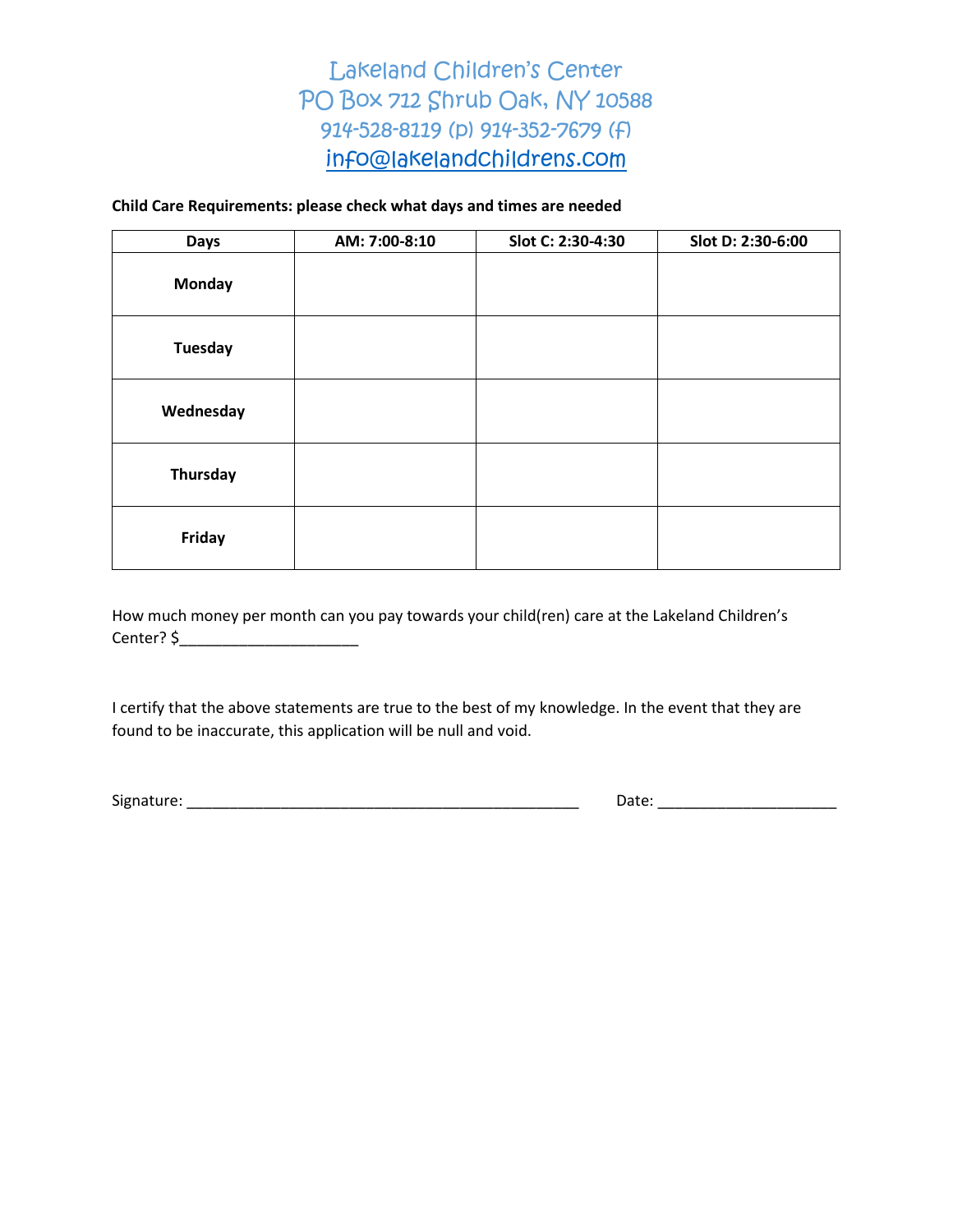Lakeland Children's Center
PO Box 712 Shrub Oak, NY 10588
914-528-8119 (p) 914-352-7679 (f)
info@lakelandchildrens.com

**Child Care Requirements: please check what days and times are needed**

| Days | AM: 7:00-8:10 | Slot C: 2:30-4:30 | Slot D: 2:30-6:00 |
|---|---|---|---|
| **Monday** | | | |
| **Tuesday** | | | |
| **Wednesday** | | | |
| **Thursday** | | | |
| **Friday** | | | |

How much money per month can you pay towards your child(ren) care at the Lakeland Children's Center? $_____________________

I certify that the above statements are true to the best of my knowledge. In the event that they are found to be inaccurate, this application will be null and void.

Signature: ______________________________________________ Date: _____________________